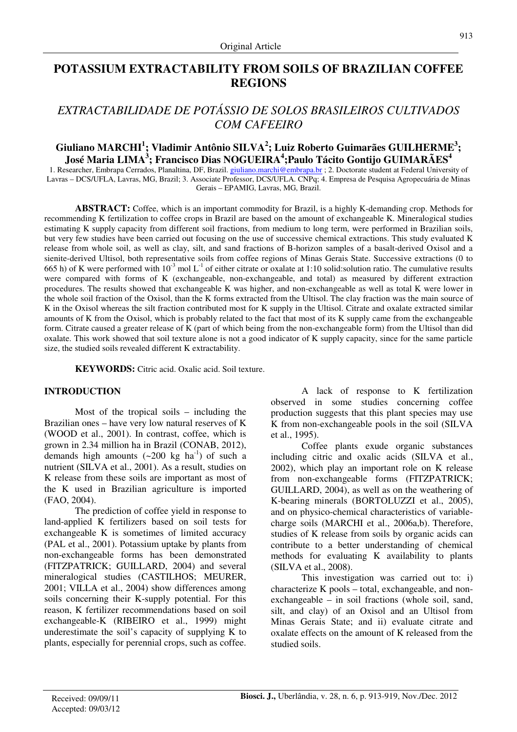Original Article

# POTASSIUM EXTRACTABILITY FROM SOILS OF BRAZILIAN COFFEE REGIONS

## *EXTRACTABILIDADE DE POTÁSSIO DE SOLOS BRASILEIROS CULTIVADOS COM CAFEEIRO*

**Giuliano MARCHI[1]; Vladimir Antônio SILVA[2]; Luiz Roberto Guimarães GUILHERME[3]; José Maria LIMA[3]; Francisco Dias NOGUEIRA[4];Paulo Tácito Gontijo GUIMARÃES[4]**

1. Researcher, Embrapa Cerrados, Planaltina, DF, Brazil. giuliano.marchi@embrapa.br ; 2. Doctorate student at Federal University of Lavras – DCS/UFLA, Lavras, MG, Brazil; 3. Associate Professor, DCS/UFLA. CNPq; 4. Empresa de Pesquisa Agropecuária de Minas Gerais – EPAMIG, Lavras, MG, Brazil.

**ABSTRACT:** Coffee, which is an important commodity for Brazil, is a highly K-demanding crop. Methods for recommending K fertilization to coffee crops in Brazil are based on the amount of exchangeable K. Mineralogical studies estimating K supply capacity from different soil fractions, from medium to long term, were performed in Brazilian soils, but very few studies have been carried out focusing on the use of successive chemical extractions. This study evaluated K release from whole soil, as well as clay, silt, and sand fractions of B-horizon samples of a basalt-derived Oxisol and a sienite-derived Ultisol, both representative soils from coffee regions of Minas Gerais State. Successive extractions (0 to 665 h) of K were performed with $10^{-3}$ mol $L^{-1}$ of either citrate or oxalate at 1:10 solid:solution ratio. The cumulative results were compared with forms of K (exchangeable, non-exchangeable, and total) as measured by different extraction procedures. The results showed that exchangeable K was higher, and non-exchangeable as well as total K were lower in the whole soil fraction of the Oxisol, than the K forms extracted from the Ultisol. The clay fraction was the main source of K in the Oxisol whereas the silt fraction contributed most for K supply in the Ultisol. Citrate and oxalate extracted similar amounts of K from the Oxisol, which is probably related to the fact that most of its K supply came from the exchangeable form. Citrate caused a greater release of K (part of which being from the non-exchangeable form) from the Ultisol than did oxalate. This work showed that soil texture alone is not a good indicator of K supply capacity, since for the same particle size, the studied soils revealed different K extractability.

**KEYWORDS:** Citric acid. Oxalic acid. Soil texture.

## INTRODUCTION

Most of the tropical soils – including the Brazilian ones – have very low natural reserves of K (WOOD et al., 2001). In contrast, coffee, which is grown in 2.34 million ha in Brazil (CONAB, 2012), demands high amounts (~200 kg $ha^{-1}$) of such a nutrient (SILVA et al., 2001). As a result, studies on K release from these soils are important as most of the K used in Brazilian agriculture is imported (FAO, 2004).

The prediction of coffee yield in response to land-applied K fertilizers based on soil tests for exchangeable K is sometimes of limited accuracy (PAL et al., 2001). Potassium uptake by plants from non-exchangeable forms has been demonstrated (FITZPATRICK; GUILLARD, 2004) and several mineralogical studies (CASTILHOS; MEURER, 2001; VILLA et al., 2004) show differences among soils concerning their K-supply potential. For this reason, K fertilizer recommendations based on soil exchangeable-K (RIBEIRO et al., 1999) might underestimate the soil's capacity of supplying K to plants, especially for perennial crops, such as coffee.

A lack of response to K fertilization observed in some studies concerning coffee production suggests that this plant species may use K from non-exchangeable pools in the soil (SILVA et al., 1995).

Coffee plants exude organic substances including citric and oxalic acids (SILVA et al., 2002), which play an important role on K release from non-exchangeable forms (FITZPATRICK; GUILLARD, 2004), as well as on the weathering of K-bearing minerals (BORTOLUZZI et al., 2005), and on physico-chemical characteristics of variable-charge soils (MARCHI et al., 2006a,b). Therefore, studies of K release from soils by organic acids can contribute to a better understanding of chemical methods for evaluating K availability to plants (SILVA et al., 2008).

This investigation was carried out to: i) characterize K pools – total, exchangeable, and non-exchangeable – in soil fractions (whole soil, sand, silt, and clay) of an Oxisol and an Ultisol from Minas Gerais State; and ii) evaluate citrate and oxalate effects on the amount of K released from the studied soils.

Received: 09/09/11
Accepted: 09/03/12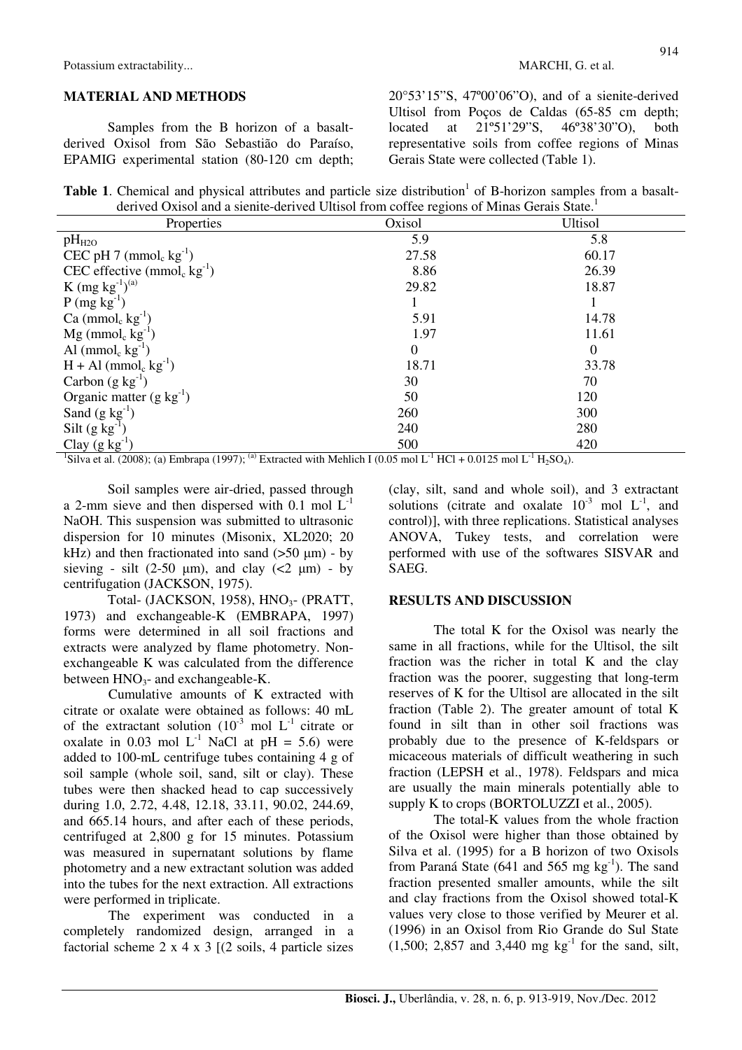## MATERIAL AND METHODS

Samples from the B horizon of a basalt-derived Oxisol from São Sebastião do Paraíso, EPAMIG experimental station (80-120 cm depth; 20°53'15"S, 47º00'06"O), and of a sienite-derived Ultisol from Poços de Caldas (65-85 cm depth; located at 21º51'29"S, 46º38'30"O), both representative soils from coffee regions of Minas Gerais State were collected (Table 1).

**Table 1**. Chemical and physical attributes and particle size distribution[1] of B-horizon samples from a basalt-derived Oxisol and a sienite-derived Ultisol from coffee regions of Minas Gerais State.[1]

| Properties | Oxisol | Ultisol |
|---|---|---|
| $pH_{H2O}$ | 5.9 | 5.8 |
| CEC pH 7 ($mmol_c\ kg^{-1}$) | 27.58 | 60.17 |
| CEC effective ($mmol_c\ kg^{-1}$) | 8.86 | 26.39 |
| K ($mg\ kg^{-1}$)[(a)] | 29.82 | 18.87 |
| P ($mg\ kg^{-1}$) | 1 | 1 |
| Ca ($mmol_c\ kg^{-1}$) | 5.91 | 14.78 |
| Mg ($mmol_c\ kg^{-1}$) | 1.97 | 11.61 |
| Al ($mmol_c\ kg^{-1}$) | 0 | 0 |
| H + Al ($mmol_c\ kg^{-1}$) | 18.71 | 33.78 |
| Carbon ($g\ kg^{-1}$) | 30 | 70 |
| Organic matter ($g\ kg^{-1}$) | 50 | 120 |
| Sand ($g\ kg^{-1}$) | 260 | 300 |
| Silt ($g\ kg^{-1}$) | 240 | 280 |
| Clay ($g\ kg^{-1}$) | 500 | 420 |

[1]Silva et al. (2008); (a) Embrapa (1997); [(a)] Extracted with Mehlich I (0.05 mol $L^{-1}$ HCl + 0.0125 mol $L^{-1}$ $H_2SO_4$).

Soil samples were air-dried, passed through a 2-mm sieve and then dispersed with 0.1 mol $L^{-1}$ NaOH. This suspension was submitted to ultrasonic dispersion for 10 minutes (Misonix, XL2020; 20 kHz) and then fractionated into sand (>50 μm) - by sieving - silt (2-50 μm), and clay (<2 μm) - by centrifugation (JACKSON, 1975).

Total- (JACKSON, 1958), $HNO_3$- (PRATT, 1973) and exchangeable-K (EMBRAPA, 1997) forms were determined in all soil fractions and extracts were analyzed by flame photometry. Non-exchangeable K was calculated from the difference between $HNO_3$- and exchangeable-K.

Cumulative amounts of K extracted with citrate or oxalate were obtained as follows: 40 mL of the extractant solution ($10^{-3}$ mol $L^{-1}$ citrate or oxalate in 0.03 mol $L^{-1}$ NaCl at pH = 5.6) were added to 100-mL centrifuge tubes containing 4 g of soil sample (whole soil, sand, silt or clay). These tubes were then shacked head to cap successively during 1.0, 2.72, 4.48, 12.18, 33.11, 90.02, 244.69, and 665.14 hours, and after each of these periods, centrifuged at 2,800 g for 15 minutes. Potassium was measured in supernatant solutions by flame photometry and a new extractant solution was added into the tubes for the next extraction. All extractions were performed in triplicate.

The experiment was conducted in a completely randomized design, arranged in a factorial scheme 2 x 4 x 3 [(2 soils, 4 particle sizes (clay, silt, sand and whole soil), and 3 extractant solutions (citrate and oxalate $10^{-3}$ mol $L^{-1}$, and control)], with three replications. Statistical analyses ANOVA, Tukey tests, and correlation were performed with use of the softwares SISVAR and SAEG.

## RESULTS AND DISCUSSION

The total K for the Oxisol was nearly the same in all fractions, while for the Ultisol, the silt fraction was the richer in total K and the clay fraction was the poorer, suggesting that long-term reserves of K for the Ultisol are allocated in the silt fraction (Table 2). The greater amount of total K found in silt than in other soil fractions was probably due to the presence of K-feldspars or micaceous materials of difficult weathering in such fraction (LEPSH et al., 1978). Feldspars and mica are usually the main minerals potentially able to supply K to crops (BORTOLUZZI et al., 2005).

The total-K values from the whole fraction of the Oxisol were higher than those obtained by Silva et al. (1995) for a B horizon of two Oxisols from Paraná State (641 and 565 mg $kg^{-1}$). The sand fraction presented smaller amounts, while the silt and clay fractions from the Oxisol showed total-K values very close to those verified by Meurer et al. (1996) in an Oxisol from Rio Grande do Sul State (1,500; 2,857 and 3,440 mg $kg^{-1}$ for the sand, silt,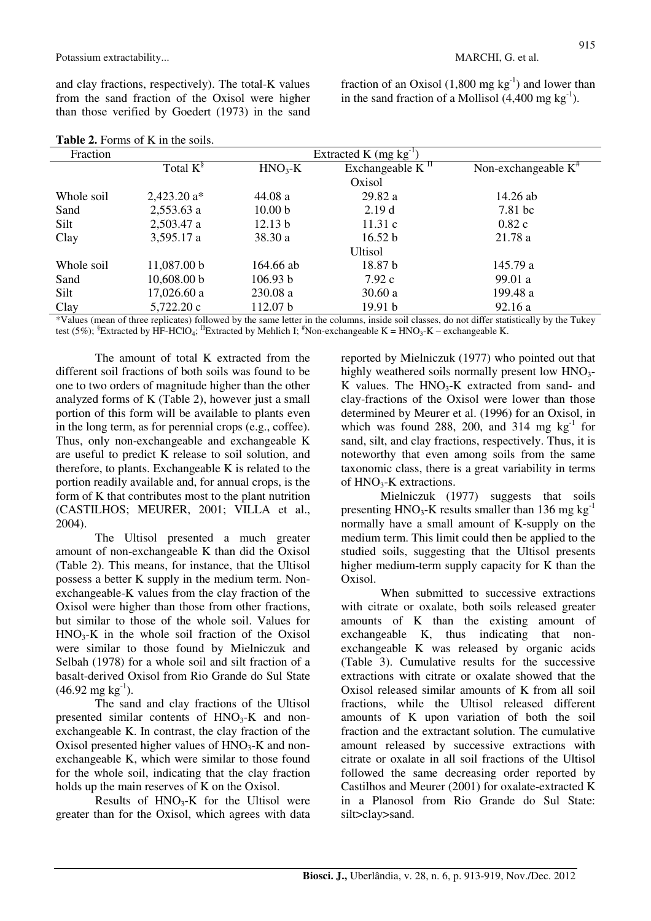and clay fractions, respectively). The total-K values from the sand fraction of the Oxisol were higher than those verified by Goedert (1973) in the sand fraction of an Oxisol (1,800 mg $kg^{-1}$) and lower than in the sand fraction of a Mollisol (4,400 mg $kg^{-1}$).

**Table 2.** Forms of K in the soils.

| Fraction | Extracted K (mg $kg^{-1}$) | | | |
|---|---|---|---|---|
| | Total K[§] | $HNO_3$-K | Exchangeable K[¶] | Non-exchangeable K[#] |
| | | | Oxisol | |
| Whole soil | 2,423.20 a* | 44.08 a | 29.82 a | 14.26 ab |
| Sand | 2,553.63 a | 10.00 b | 2.19 d | 7.81 bc |
| Silt | 2,503.47 a | 12.13 b | 11.31 c | 0.82 c |
| Clay | 3,595.17 a | 38.30 a | 16.52 b | 21.78 a |
| | | | Ultisol | |
| Whole soil | 11,087.00 b | 164.66 ab | 18.87 b | 145.79 a |
| Sand | 10,608.00 b | 106.93 b | 7.92 c | 99.01 a |
| Silt | 17,026.60 a | 230.08 a | 30.60 a | 199.48 a |
| Clay | 5,722.20 c | 112.07 b | 19.91 b | 92.16 a |

*Values (mean of three replicates) followed by the same letter in the columns, inside soil classes, do not differ statistically by the Tukey test (5%); [§]Extracted by $HF$-$HClO_4$; [¶]Extracted by Mehlich I; [#]Non-exchangeable K = $HNO_3$-K – exchangeable K.

The amount of total K extracted from the different soil fractions of both soils was found to be one to two orders of magnitude higher than the other analyzed forms of K (Table 2), however just a small portion of this form will be available to plants even in the long term, as for perennial crops (e.g., coffee). Thus, only non-exchangeable and exchangeable K are useful to predict K release to soil solution, and therefore, to plants. Exchangeable K is related to the portion readily available and, for annual crops, is the form of K that contributes most to the plant nutrition (CASTILHOS; MEURER, 2001; VILLA et al., 2004).

The Ultisol presented a much greater amount of non-exchangeable K than did the Oxisol (Table 2). This means, for instance, that the Ultisol possess a better K supply in the medium term. Non-exchangeable-K values from the clay fraction of the Oxisol were higher than those from other fractions, but similar to those of the whole soil. Values for $HNO_3$-K in the whole soil fraction of the Oxisol were similar to those found by Mielniczuk and Selbah (1978) for a whole soil and silt fraction of a basalt-derived Oxisol from Rio Grande do Sul State (46.92 mg $kg^{-1}$).

The sand and clay fractions of the Ultisol presented similar contents of $HNO_3$-K and non-exchangeable K. In contrast, the clay fraction of the Oxisol presented higher values of $HNO_3$-K and non-exchangeable K, which were similar to those found for the whole soil, indicating that the clay fraction holds up the main reserves of K on the Oxisol.

Results of $HNO_3$-K for the Ultisol were greater than for the Oxisol, which agrees with data reported by Mielniczuk (1977) who pointed out that highly weathered soils normally present low $HNO_3$-K values. The $HNO_3$-K extracted from sand- and clay-fractions of the Oxisol were lower than those determined by Meurer et al. (1996) for an Oxisol, in which was found 288, 200, and 314 mg $kg^{-1}$ for sand, silt, and clay fractions, respectively. Thus, it is noteworthy that even among soils from the same taxonomic class, there is a great variability in terms of $HNO_3$-K extractions.

Mielniczuk (1977) suggests that soils presenting $HNO_3$-K results smaller than 136 mg $kg^{-1}$ normally have a small amount of K-supply on the medium term. This limit could then be applied to the studied soils, suggesting that the Ultisol presents higher medium-term supply capacity for K than the Oxisol.

When submitted to successive extractions with citrate or oxalate, both soils released greater amounts of K than the existing amount of exchangeable K, thus indicating that non-exchangeable K was released by organic acids (Table 3). Cumulative results for the successive extractions with citrate or oxalate showed that the Oxisol released similar amounts of K from all soil fractions, while the Ultisol released different amounts of K upon variation of both the soil fraction and the extractant solution. The cumulative amount released by successive extractions with citrate or oxalate in all soil fractions of the Ultisol followed the same decreasing order reported by Castilhos and Meurer (2001) for oxalate-extracted K in a Planosol from Rio Grande do Sul State: silt>clay>sand.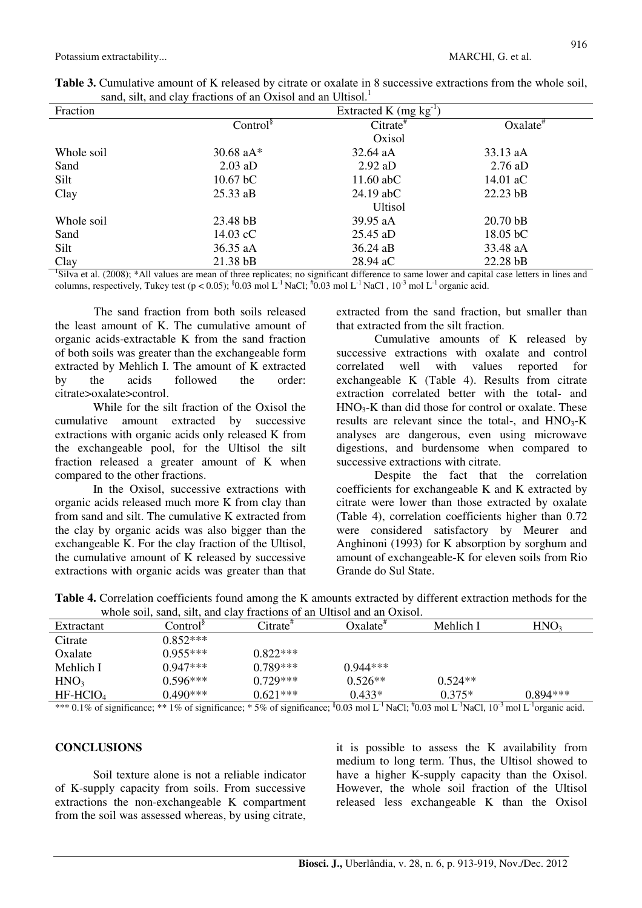**Table 3.** Cumulative amount of K released by citrate or oxalate in 8 successive extractions from the whole soil, sand, silt, and clay fractions of an Oxisol and an Ultisol.[1]

| Fraction | Extracted K (mg $kg^{-1}$) | | |
|---|---|---|---|
| | Control[§] | Citrate[#] | Oxalate[#] |
| | | Oxisol | |
| Whole soil | 30.68 aA* | 32.64 aA | 33.13 aA |
| Sand | 2.03 aD | 2.92 aD | 2.76 aD |
| Silt | 10.67 bC | 11.60 abC | 14.01 aC |
| Clay | 25.33 aB | 24.19 abC | 22.23 bB |
| | | Ultisol | |
| Whole soil | 23.48 bB | 39.95 aA | 20.70 bB |
| Sand | 14.03 cC | 25.45 aD | 18.05 bC |
| Silt | 36.35 aA | 36.24 aB | 33.48 aA |
| Clay | 21.38 bB | 28.94 aC | 22.28 bB |

[1]Silva et al. (2008); *All values are mean of three replicates; no significant difference to same lower and capital case letters in lines and columns, respectively, Tukey test ($p < 0.05$); [§]0.03 mol $L^{-1}$ NaCl; [#]0.03 mol $L^{-1}$ NaCl , $10^{-3}$ mol $L^{-1}$ organic acid.

The sand fraction from both soils released the least amount of K. The cumulative amount of organic acids-extractable K from the sand fraction of both soils was greater than the exchangeable form extracted by Mehlich I. The amount of K extracted by the acids followed the order: citrate>oxalate>control.

While for the silt fraction of the Oxisol the cumulative amount extracted by successive extractions with organic acids only released K from the exchangeable pool, for the Ultisol the silt fraction released a greater amount of K when compared to the other fractions.

In the Oxisol, successive extractions with organic acids released much more K from clay than from sand and silt. The cumulative K extracted from the clay by organic acids was also bigger than the exchangeable K. For the clay fraction of the Ultisol, the cumulative amount of K released by successive extractions with organic acids was greater than that extracted from the sand fraction, but smaller than that extracted from the silt fraction.

Cumulative amounts of K released by successive extractions with oxalate and control correlated well with values reported for exchangeable K (Table 4). Results from citrate extraction correlated better with the total- and $HNO_3$-K than did those for control or oxalate. These results are relevant since the total-, and $HNO_3$-K analyses are dangerous, even using microwave digestions, and burdensome when compared to successive extractions with citrate.

Despite the fact that the correlation coefficients for exchangeable K and K extracted by citrate were lower than those extracted by oxalate (Table 4), correlation coefficients higher than 0.72 were considered satisfactory by Meurer and Anghinoni (1993) for K absorption by sorghum and amount of exchangeable-K for eleven soils from Rio Grande do Sul State.

**Table 4.** Correlation coefficients found among the K amounts extracted by different extraction methods for the whole soil, sand, silt, and clay fractions of an Ultisol and an Oxisol.

| Extractant | Control[§] | Citrate[#] | Oxalate[#] | Mehlich I | $HNO_3$ |
|---|---|---|---|---|---|
| Citrate | 0.852*** | | | | |
| Oxalate | 0.955*** | 0.822*** | | | |
| Mehlich I | 0.947*** | 0.789*** | 0.944*** | | |
| $HNO_3$ | 0.596*** | 0.729*** | 0.526** | 0.524** | |
| $HF$-$HClO_4$ | 0.490*** | 0.621*** | 0.433* | 0.375* | 0.894*** |

*** 0.1% of significance; ** 1% of significance; * 5% of significance; [§]0.03 mol $L^{-1}$ NaCl; [#]0.03 mol $L^{-1}$NaCl, $10^{-3}$ mol $L^{-1}$organic acid.

## CONCLUSIONS

Soil texture alone is not a reliable indicator of K-supply capacity from soils. From successive extractions the non-exchangeable K compartment from the soil was assessed whereas, by using citrate, it is possible to assess the K availability from medium to long term. Thus, the Ultisol showed to have a higher K-supply capacity than the Oxisol. However, the whole soil fraction of the Ultisol released less exchangeable K than the Oxisol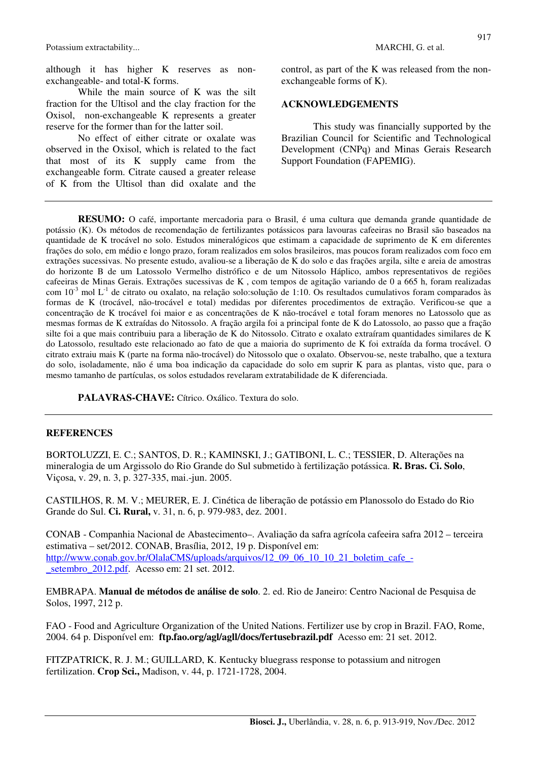although it has higher K reserves as non-exchangeable- and total-K forms.

While the main source of K was the silt fraction for the Ultisol and the clay fraction for the Oxisol, non-exchangeable K represents a greater reserve for the former than for the latter soil.

No effect of either citrate or oxalate was observed in the Oxisol, which is related to the fact that most of its K supply came from the exchangeable form. Citrate caused a greater release of K from the Ultisol than did oxalate and the control, as part of the K was released from the non-exchangeable forms of K).

## ACKNOWLEDGEMENTS

This study was financially supported by the Brazilian Council for Scientific and Technological Development (CNPq) and Minas Gerais Research Support Foundation (FAPEMIG).

---

**RESUMO:** O café, importante mercadoria para o Brasil, é uma cultura que demanda grande quantidade de potássio (K). Os métodos de recomendação de fertilizantes potássicos para lavouras cafeeiras no Brasil são baseados na quantidade de K trocável no solo. Estudos mineralógicos que estimam a capacidade de suprimento de K em diferentes frações do solo, em médio e longo prazo, foram realizados em solos brasileiros, mas poucos foram realizados com foco em extrações sucessivas. No presente estudo, avaliou-se a liberação de K do solo e das frações argila, silte e areia de amostras do horizonte B de um Latossolo Vermelho distrófico e de um Nitossolo Háplico, ambos representativos de regiões cafeeiras de Minas Gerais. Extrações sucessivas de K , com tempos de agitação variando de 0 a 665 h, foram realizadas com $10^{-3}$ mol $L^{-1}$ de citrato ou oxalato, na relação solo:solução de 1:10. Os resultados cumulativos foram comparados às formas de K (trocável, não-trocável e total) medidas por diferentes procedimentos de extração. Verificou-se que a concentração de K trocável foi maior e as concentrações de K não-trocável e total foram menores no Latossolo que as mesmas formas de K extraídas do Nitossolo. A fração argila foi a principal fonte de K do Latossolo, ao passo que a fração silte foi a que mais contribuiu para a liberação de K do Nitossolo. Citrato e oxalato extraíram quantidades similares de K do Latossolo, resultado este relacionado ao fato de que a maioria do suprimento de K foi extraída da forma trocável. O citrato extraiu mais K (parte na forma não-trocável) do Nitossolo que o oxalato. Observou-se, neste trabalho, que a textura do solo, isoladamente, não é uma boa indicação da capacidade do solo em suprir K para as plantas, visto que, para o mesmo tamanho de partículas, os solos estudados revelaram extratabilidade de K diferenciada.

**PALAVRAS-CHAVE:** Cítrico. Oxálico. Textura do solo.

---

## REFERENCES

BORTOLUZZI, E. C.; SANTOS, D. R.; KAMINSKI, J.; GATIBONI, L. C.; TESSIER, D. Alterações na mineralogia de um Argissolo do Rio Grande do Sul submetido à fertilização potássica. **R. Bras. Ci. Solo**, Viçosa, v. 29, n. 3, p. 327-335, mai.-jun. 2005.

CASTILHOS, R. M. V.; MEURER, E. J. Cinética de liberação de potássio em Planossolo do Estado do Rio Grande do Sul. **Ci. Rural,** v. 31, n. 6, p. 979-983, dez. 2001.

CONAB - Companhia Nacional de Abastecimento–. Avaliação da safra agrícola cafeeira safra 2012 – terceira estimativa – set/2012. CONAB, Brasília, 2012, 19 p. Disponível em: http://www.conab.gov.br/OlalaCMS/uploads/arquivos/12_09_06_10_10_21_boletim_cafe_-_setembro_2012.pdf. Acesso em: 21 set. 2012.

EMBRAPA. **Manual de métodos de análise de solo**. 2. ed. Rio de Janeiro: Centro Nacional de Pesquisa de Solos, 1997, 212 p.

FAO - Food and Agriculture Organization of the United Nations. Fertilizer use by crop in Brazil. FAO, Rome, 2004. 64 p. Disponível em: **ftp.fao.org/agl/agll/docs/fertusebrazil.pdf** Acesso em: 21 set. 2012.

FITZPATRICK, R. J. M.; GUILLARD, K. Kentucky bluegrass response to potassium and nitrogen fertilization. **Crop Sci.,** Madison, v. 44, p. 1721-1728, 2004.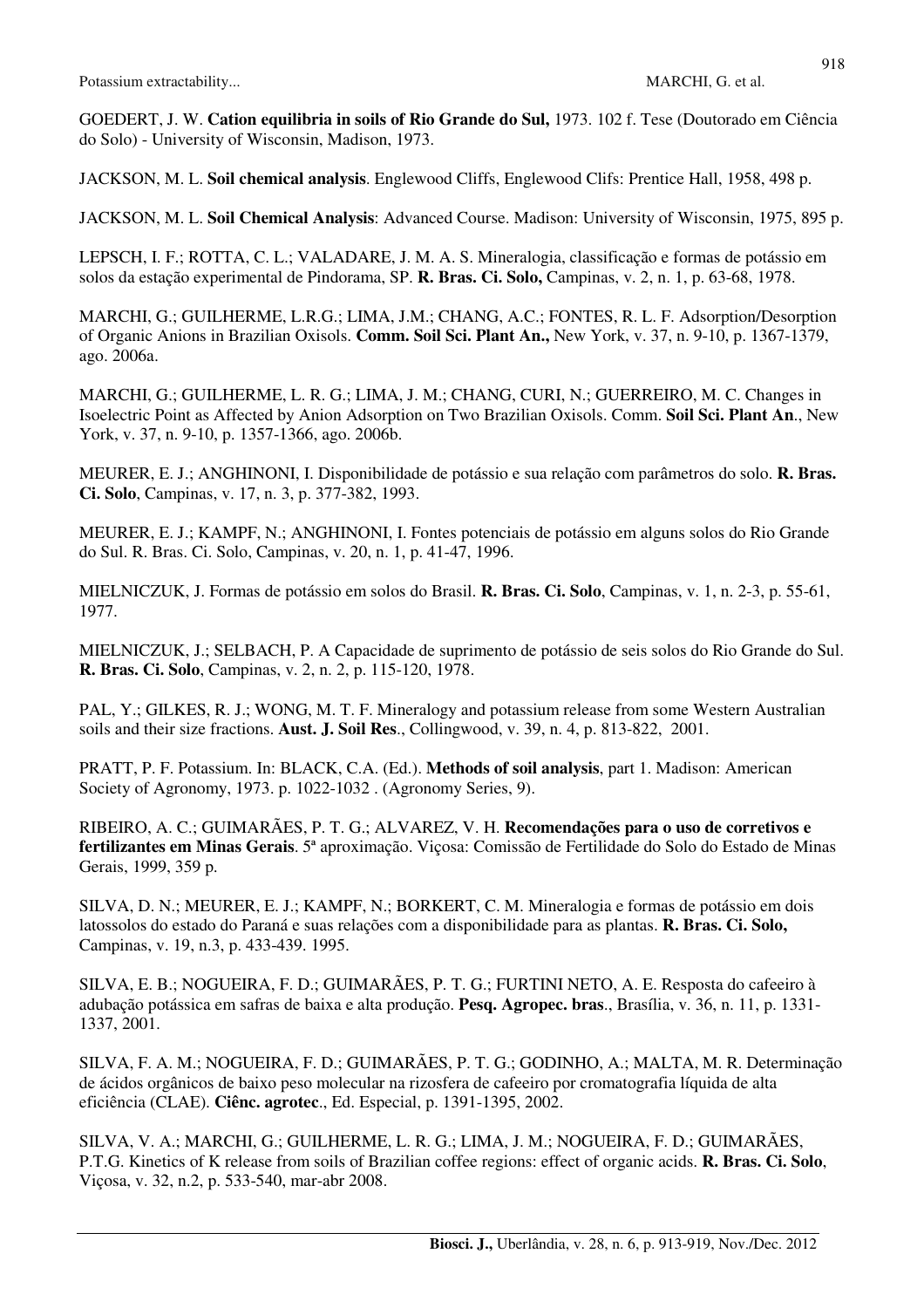GOEDERT, J. W. **Cation equilibria in soils of Rio Grande do Sul,** 1973. 102 f. Tese (Doutorado em Ciência do Solo) - University of Wisconsin, Madison, 1973.

JACKSON, M. L. **Soil chemical analysis**. Englewood Cliffs, Englewood Clifs: Prentice Hall, 1958, 498 p.

JACKSON, M. L. **Soil Chemical Analysis**: Advanced Course. Madison: University of Wisconsin, 1975, 895 p.

LEPSCH, I. F.; ROTTA, C. L.; VALADARE, J. M. A. S. Mineralogia, classificação e formas de potássio em solos da estação experimental de Pindorama, SP. **R. Bras. Ci. Solo,** Campinas, v. 2, n. 1, p. 63-68, 1978.

MARCHI, G.; GUILHERME, L.R.G.; LIMA, J.M.; CHANG, A.C.; FONTES, R. L. F. Adsorption/Desorption of Organic Anions in Brazilian Oxisols. **Comm. Soil Sci. Plant An.,** New York, v. 37, n. 9-10, p. 1367-1379, ago. 2006a.

MARCHI, G.; GUILHERME, L. R. G.; LIMA, J. M.; CHANG, CURI, N.; GUERREIRO, M. C. Changes in Isoelectric Point as Affected by Anion Adsorption on Two Brazilian Oxisols. Comm. **Soil Sci. Plant An**., New York, v. 37, n. 9-10, p. 1357-1366, ago. 2006b.

MEURER, E. J.; ANGHINONI, I. Disponibilidade de potássio e sua relação com parâmetros do solo. **R. Bras. Ci. Solo**, Campinas, v. 17, n. 3, p. 377-382, 1993.

MEURER, E. J.; KAMPF, N.; ANGHINONI, I. Fontes potenciais de potássio em alguns solos do Rio Grande do Sul. R. Bras. Ci. Solo, Campinas, v. 20, n. 1, p. 41-47, 1996.

MIELNICZUK, J. Formas de potássio em solos do Brasil. **R. Bras. Ci. Solo**, Campinas, v. 1, n. 2-3, p. 55-61, 1977.

MIELNICZUK, J.; SELBACH, P. A Capacidade de suprimento de potássio de seis solos do Rio Grande do Sul. **R. Bras. Ci. Solo**, Campinas, v. 2, n. 2, p. 115-120, 1978.

PAL, Y.; GILKES, R. J.; WONG, M. T. F. Mineralogy and potassium release from some Western Australian soils and their size fractions. **Aust. J. Soil Res**., Collingwood, v. 39, n. 4, p. 813-822, 2001.

PRATT, P. F. Potassium. In: BLACK, C.A. (Ed.). **Methods of soil analysis**, part 1. Madison: American Society of Agronomy, 1973. p. 1022-1032 . (Agronomy Series, 9).

RIBEIRO, A. C.; GUIMARÃES, P. T. G.; ALVAREZ, V. H. **Recomendações para o uso de corretivos e fertilizantes em Minas Gerais**. 5ª aproximação. Viçosa: Comissão de Fertilidade do Solo do Estado de Minas Gerais, 1999, 359 p.

SILVA, D. N.; MEURER, E. J.; KAMPF, N.; BORKERT, C. M. Mineralogia e formas de potássio em dois latossolos do estado do Paraná e suas relações com a disponibilidade para as plantas. **R. Bras. Ci. Solo,** Campinas, v. 19, n.3, p. 433-439. 1995.

SILVA, E. B.; NOGUEIRA, F. D.; GUIMARÃES, P. T. G.; FURTINI NETO, A. E. Resposta do cafeeiro à adubação potássica em safras de baixa e alta produção. **Pesq. Agropec. bras**., Brasília, v. 36, n. 11, p. 1331-1337, 2001.

SILVA, F. A. M.; NOGUEIRA, F. D.; GUIMARÃES, P. T. G.; GODINHO, A.; MALTA, M. R. Determinação de ácidos orgânicos de baixo peso molecular na rizosfera de cafeeiro por cromatografia líquida de alta eficiência (CLAE). **Ciênc. agrotec**., Ed. Especial, p. 1391-1395, 2002.

SILVA, V. A.; MARCHI, G.; GUILHERME, L. R. G.; LIMA, J. M.; NOGUEIRA, F. D.; GUIMARÃES, P.T.G. Kinetics of K release from soils of Brazilian coffee regions: effect of organic acids. **R. Bras. Ci. Solo**, Viçosa, v. 32, n.2, p. 533-540, mar-abr 2008.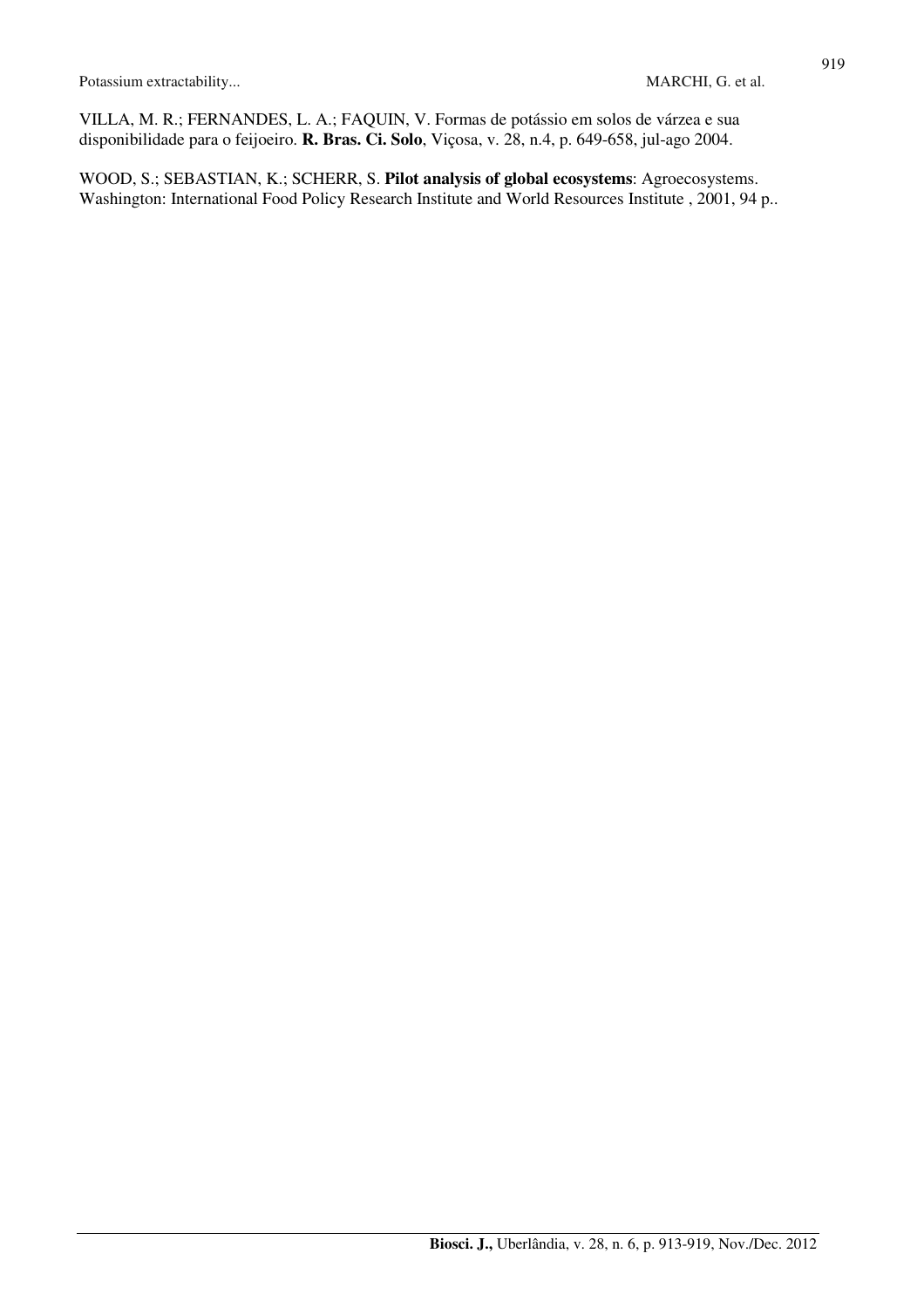VILLA, M. R.; FERNANDES, L. A.; FAQUIN, V. Formas de potássio em solos de várzea e sua disponibilidade para o feijoeiro. **R. Bras. Ci. Solo**, Viçosa, v. 28, n.4, p. 649-658, jul-ago 2004.

WOOD, S.; SEBASTIAN, K.; SCHERR, S. **Pilot analysis of global ecosystems**: Agroecosystems. Washington: International Food Policy Research Institute and World Resources Institute , 2001, 94 p..